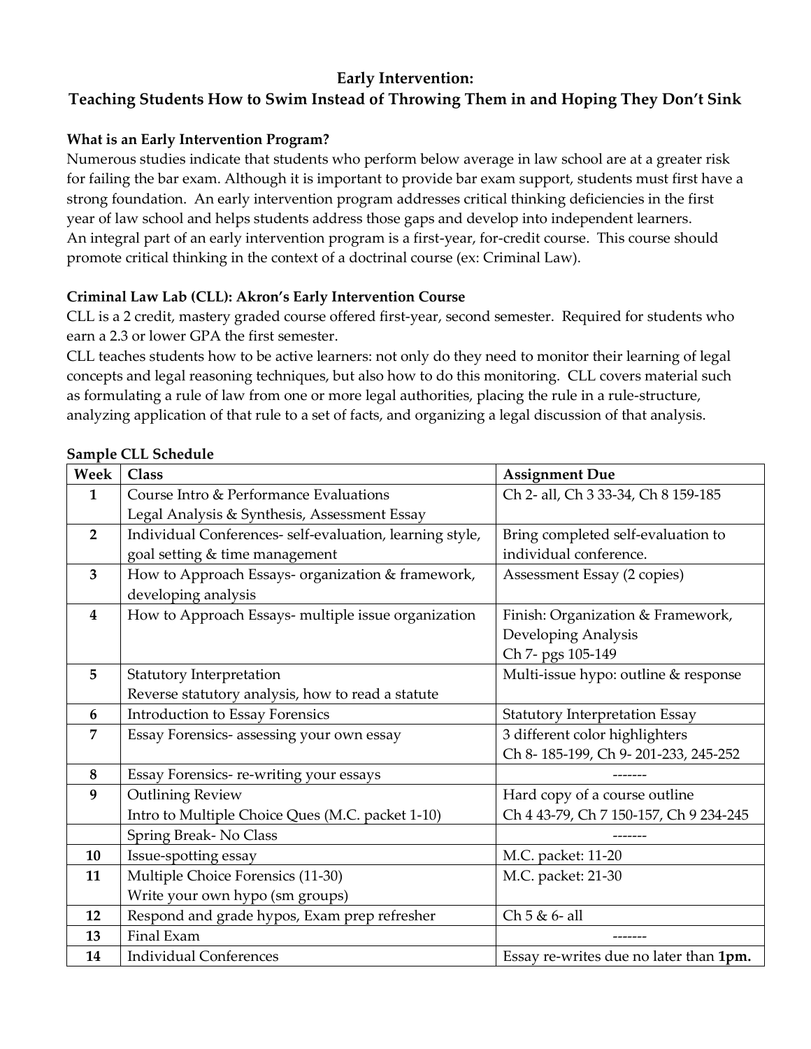# Early Intervention:
# Teaching Students How to Swim Instead of Throwing Them in and Hoping They Don't Sink

**What is an Early Intervention Program?**

Numerous studies indicate that students who perform below average in law school are at a greater risk for failing the bar exam. Although it is important to provide bar exam support, students must first have a strong foundation. An early intervention program addresses critical thinking deficiencies in the first year of law school and helps students address those gaps and develop into independent learners.
An integral part of an early intervention program is a first-year, for-credit course. This course should promote critical thinking in the context of a doctrinal course (ex: Criminal Law).

**Criminal Law Lab (CLL): Akron's Early Intervention Course**

CLL is a 2 credit, mastery graded course offered first-year, second semester. Required for students who earn a 2.3 or lower GPA the first semester.
CLL teaches students how to be active learners: not only do they need to monitor their learning of legal concepts and legal reasoning techniques, but also how to do this monitoring. CLL covers material such as formulating a rule of law from one or more legal authorities, placing the rule in a rule-structure, analyzing application of that rule to a set of facts, and organizing a legal discussion of that analysis.

**Sample CLL Schedule**

| Week | Class | Assignment Due |
|---|---|---|
| 1 | Course Intro & Performance Evaluations<br>Legal Analysis & Synthesis, Assessment Essay | Ch 2- all, Ch 3 33-34, Ch 8 159-185 |
| 2 | Individual Conferences- self-evaluation, learning style, goal setting & time management | Bring completed self-evaluation to individual conference. |
| 3 | How to Approach Essays- organization & framework, developing analysis | Assessment Essay (2 copies) |
| 4 | How to Approach Essays- multiple issue organization | Finish: Organization & Framework, Developing Analysis<br>Ch 7- pgs 105-149 |
| 5 | Statutory Interpretation<br>Reverse statutory analysis, how to read a statute | Multi-issue hypo: outline & response |
| 6 | Introduction to Essay Forensics | Statutory Interpretation Essay |
| 7 | Essay Forensics- assessing your own essay | 3 different color highlighters<br>Ch 8- 185-199, Ch 9- 201-233, 245-252 |
| 8 | Essay Forensics- re-writing your essays | ------- |
| 9 | Outlining Review<br>Intro to Multiple Choice Ques (M.C. packet 1-10) | Hard copy of a course outline<br>Ch 4 43-79, Ch 7 150-157, Ch 9 234-245 |
| | Spring Break- No Class | ------- |
| 10 | Issue-spotting essay | M.C. packet: 11-20 |
| 11 | Multiple Choice Forensics (11-30)<br>Write your own hypo (sm groups) | M.C. packet: 21-30 |
| 12 | Respond and grade hypos, Exam prep refresher | Ch 5 & 6- all |
| 13 | Final Exam | ------- |
| 14 | Individual Conferences | Essay re-writes due no later than **1pm.** |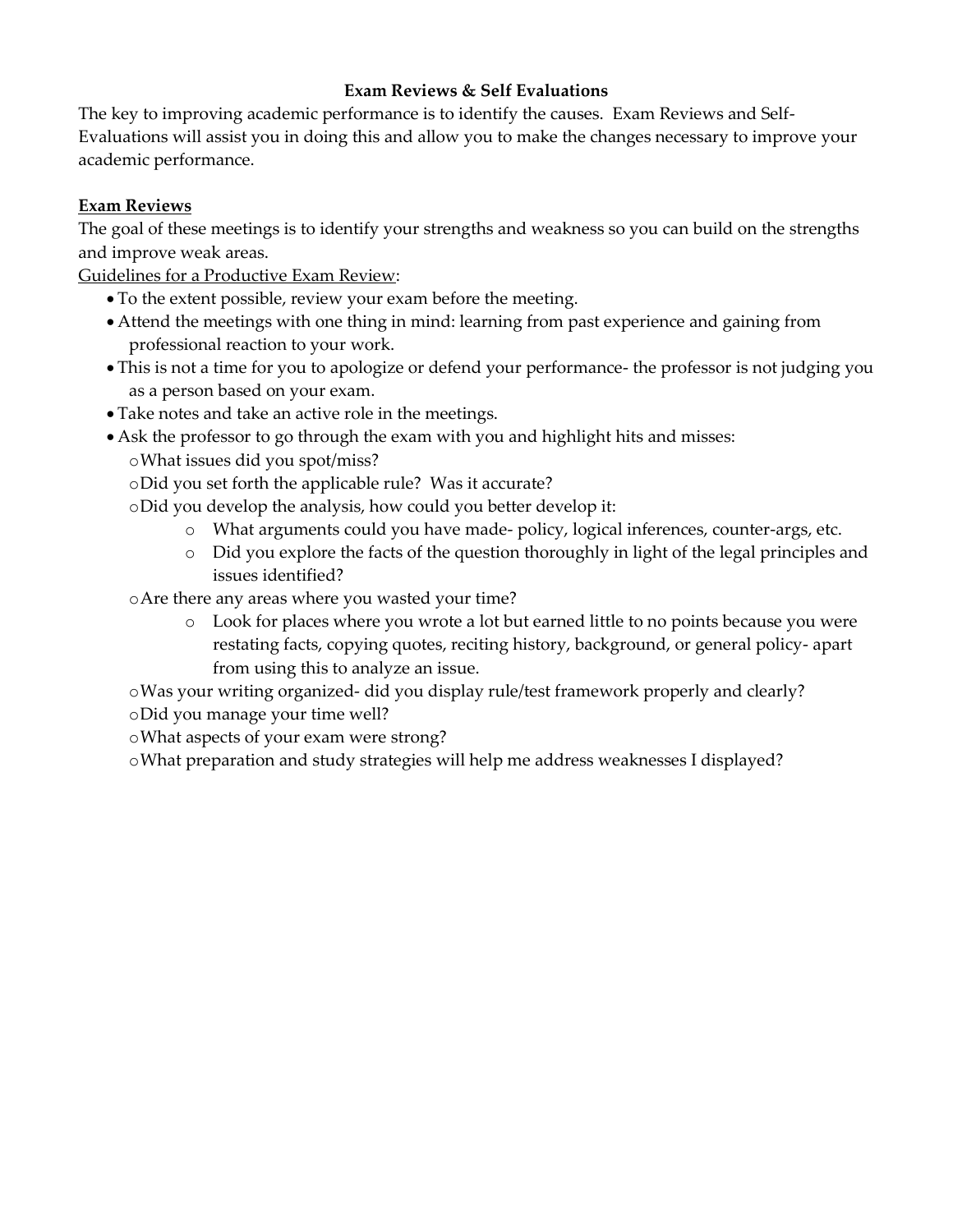**Exam Reviews & Self Evaluations**

The key to improving academic performance is to identify the causes. Exam Reviews and Self-Evaluations will assist you in doing this and allow you to make the changes necessary to improve your academic performance.

**Exam Reviews**

The goal of these meetings is to identify your strengths and weakness so you can build on the strengths and improve weak areas.

Guidelines for a Productive Exam Review:

- To the extent possible, review your exam before the meeting.
- Attend the meetings with one thing in mind: learning from past experience and gaining from professional reaction to your work.
- This is not a time for you to apologize or defend your performance- the professor is not judging you as a person based on your exam.
- Take notes and take an active role in the meetings.
- Ask the professor to go through the exam with you and highlight hits and misses:
  - What issues did you spot/miss?
  - Did you set forth the applicable rule? Was it accurate?
  - Did you develop the analysis, how could you better develop it:
    - What arguments could you have made- policy, logical inferences, counter-args, etc.
    - Did you explore the facts of the question thoroughly in light of the legal principles and issues identified?
  - Are there any areas where you wasted your time?
    - Look for places where you wrote a lot but earned little to no points because you were restating facts, copying quotes, reciting history, background, or general policy- apart from using this to analyze an issue.
  - Was your writing organized- did you display rule/test framework properly and clearly?
  - Did you manage your time well?
  - What aspects of your exam were strong?
  - What preparation and study strategies will help me address weaknesses I displayed?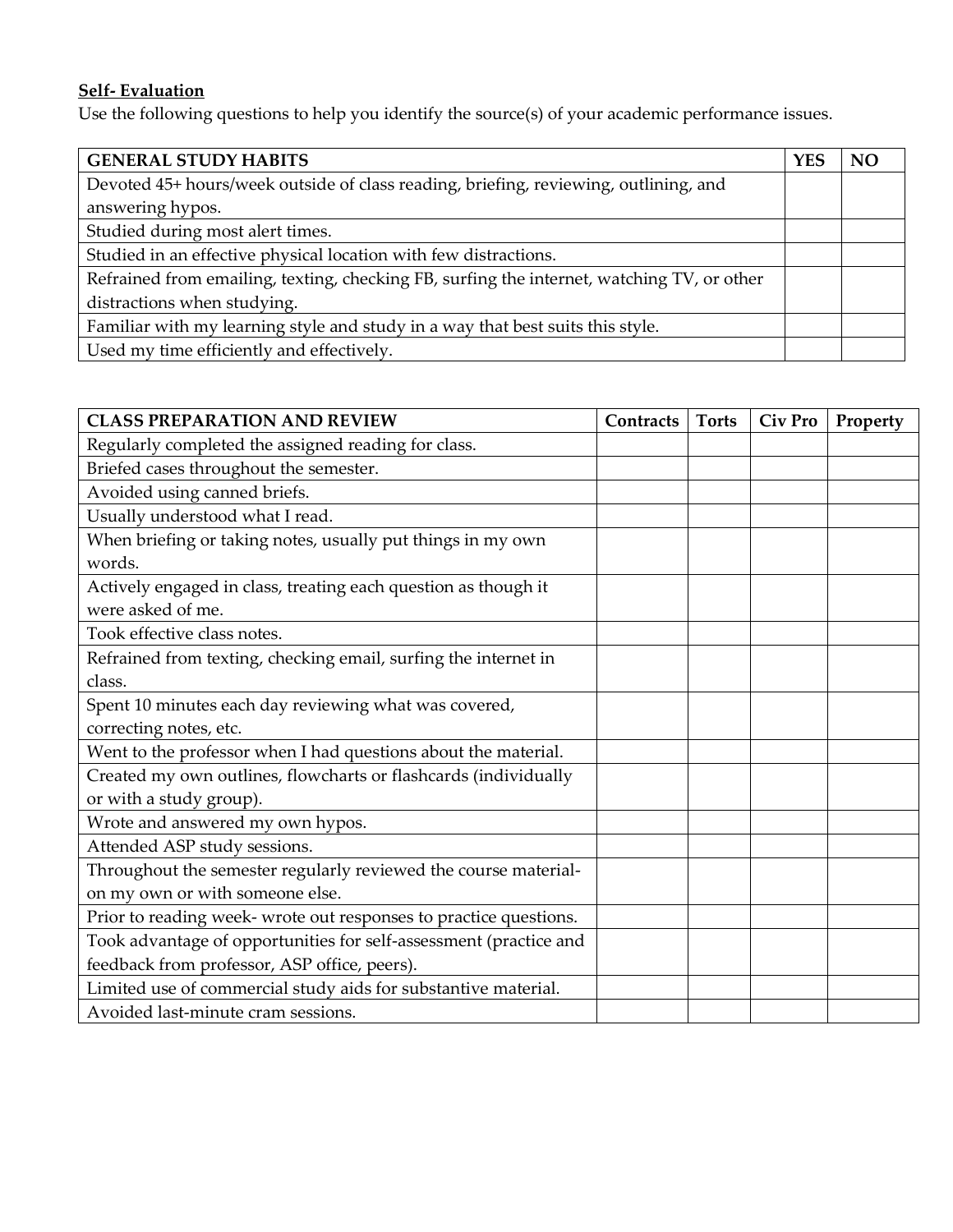**Self- Evaluation**

Use the following questions to help you identify the source(s) of your academic performance issues.

| GENERAL STUDY HABITS | YES | NO |
|---|---|---|
| Devoted 45+ hours/week outside of class reading, briefing, reviewing, outlining, and answering hypos. | | |
| Studied during most alert times. | | |
| Studied in an effective physical location with few distractions. | | |
| Refrained from emailing, texting, checking FB, surfing the internet, watching TV, or other distractions when studying. | | |
| Familiar with my learning style and study in a way that best suits this style. | | |
| Used my time efficiently and effectively. | | |

| CLASS PREPARATION AND REVIEW | Contracts | Torts | Civ Pro | Property |
|---|---|---|---|---|
| Regularly completed the assigned reading for class. | | | | |
| Briefed cases throughout the semester. | | | | |
| Avoided using canned briefs. | | | | |
| Usually understood what I read. | | | | |
| When briefing or taking notes, usually put things in my own words. | | | | |
| Actively engaged in class, treating each question as though it were asked of me. | | | | |
| Took effective class notes. | | | | |
| Refrained from texting, checking email, surfing the internet in class. | | | | |
| Spent 10 minutes each day reviewing what was covered, correcting notes, etc. | | | | |
| Went to the professor when I had questions about the material. | | | | |
| Created my own outlines, flowcharts or flashcards (individually or with a study group). | | | | |
| Wrote and answered my own hypos. | | | | |
| Attended ASP study sessions. | | | | |
| Throughout the semester regularly reviewed the course material- on my own or with someone else. | | | | |
| Prior to reading week- wrote out responses to practice questions. | | | | |
| Took advantage of opportunities for self-assessment (practice and feedback from professor, ASP office, peers). | | | | |
| Limited use of commercial study aids for substantive material. | | | | |
| Avoided last-minute cram sessions. | | | | |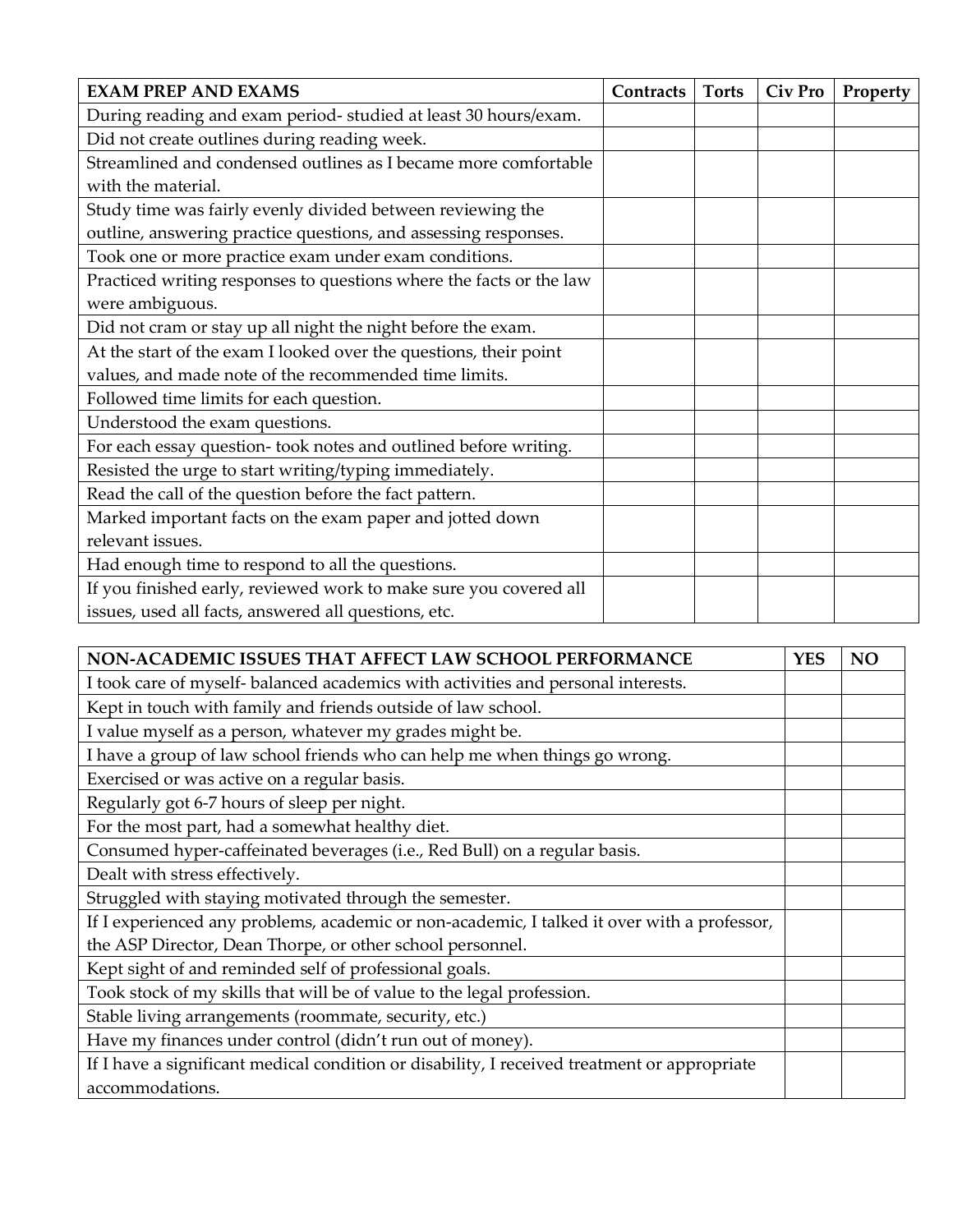| EXAM PREP AND EXAMS | Contracts | Torts | Civ Pro | Property |
|---|---|---|---|---|
| During reading and exam period- studied at least 30 hours/exam. | | | | |
| Did not create outlines during reading week. | | | | |
| Streamlined and condensed outlines as I became more comfortable with the material. | | | | |
| Study time was fairly evenly divided between reviewing the outline, answering practice questions, and assessing responses. | | | | |
| Took one or more practice exam under exam conditions. | | | | |
| Practiced writing responses to questions where the facts or the law were ambiguous. | | | | |
| Did not cram or stay up all night the night before the exam. | | | | |
| At the start of the exam I looked over the questions, their point values, and made note of the recommended time limits. | | | | |
| Followed time limits for each question. | | | | |
| Understood the exam questions. | | | | |
| For each essay question- took notes and outlined before writing. | | | | |
| Resisted the urge to start writing/typing immediately. | | | | |
| Read the call of the question before the fact pattern. | | | | |
| Marked important facts on the exam paper and jotted down relevant issues. | | | | |
| Had enough time to respond to all the questions. | | | | |
| If you finished early, reviewed work to make sure you covered all issues, used all facts, answered all questions, etc. | | | | |

| NON-ACADEMIC ISSUES THAT AFFECT LAW SCHOOL PERFORMANCE | YES | NO |
|---|---|---|
| I took care of myself- balanced academics with activities and personal interests. | | |
| Kept in touch with family and friends outside of law school. | | |
| I value myself as a person, whatever my grades might be. | | |
| I have a group of law school friends who can help me when things go wrong. | | |
| Exercised or was active on a regular basis. | | |
| Regularly got 6-7 hours of sleep per night. | | |
| For the most part, had a somewhat healthy diet. | | |
| Consumed hyper-caffeinated beverages (i.e., Red Bull) on a regular basis. | | |
| Dealt with stress effectively. | | |
| Struggled with staying motivated through the semester. | | |
| If I experienced any problems, academic or non-academic, I talked it over with a professor, the ASP Director, Dean Thorpe, or other school personnel. | | |
| Kept sight of and reminded self of professional goals. | | |
| Took stock of my skills that will be of value to the legal profession. | | |
| Stable living arrangements (roommate, security, etc.) | | |
| Have my finances under control (didn't run out of money). | | |
| If I have a significant medical condition or disability, I received treatment or appropriate accommodations. | | |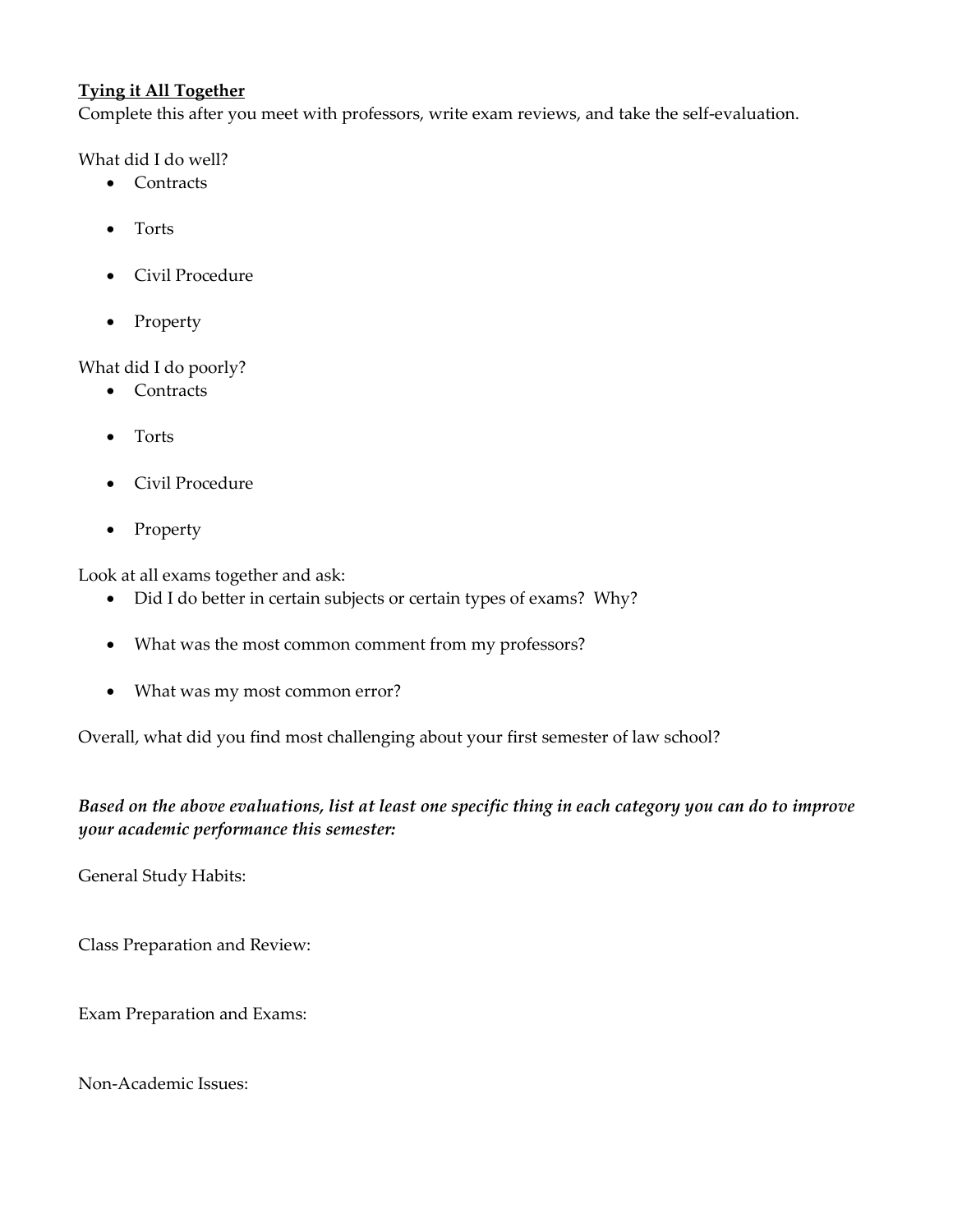**<u>Tying it All Together</u>**

Complete this after you meet with professors, write exam reviews, and take the self-evaluation.

What did I do well?

- Contracts
- Torts
- Civil Procedure
- Property

What did I do poorly?

- Contracts
- Torts
- Civil Procedure
- Property

Look at all exams together and ask:

- Did I do better in certain subjects or certain types of exams? Why?
- What was the most common comment from my professors?
- What was my most common error?

Overall, what did you find most challenging about your first semester of law school?

***Based on the above evaluations, list at least one specific thing in each category you can do to improve your academic performance this semester:***

General Study Habits:

Class Preparation and Review:

Exam Preparation and Exams:

Non-Academic Issues: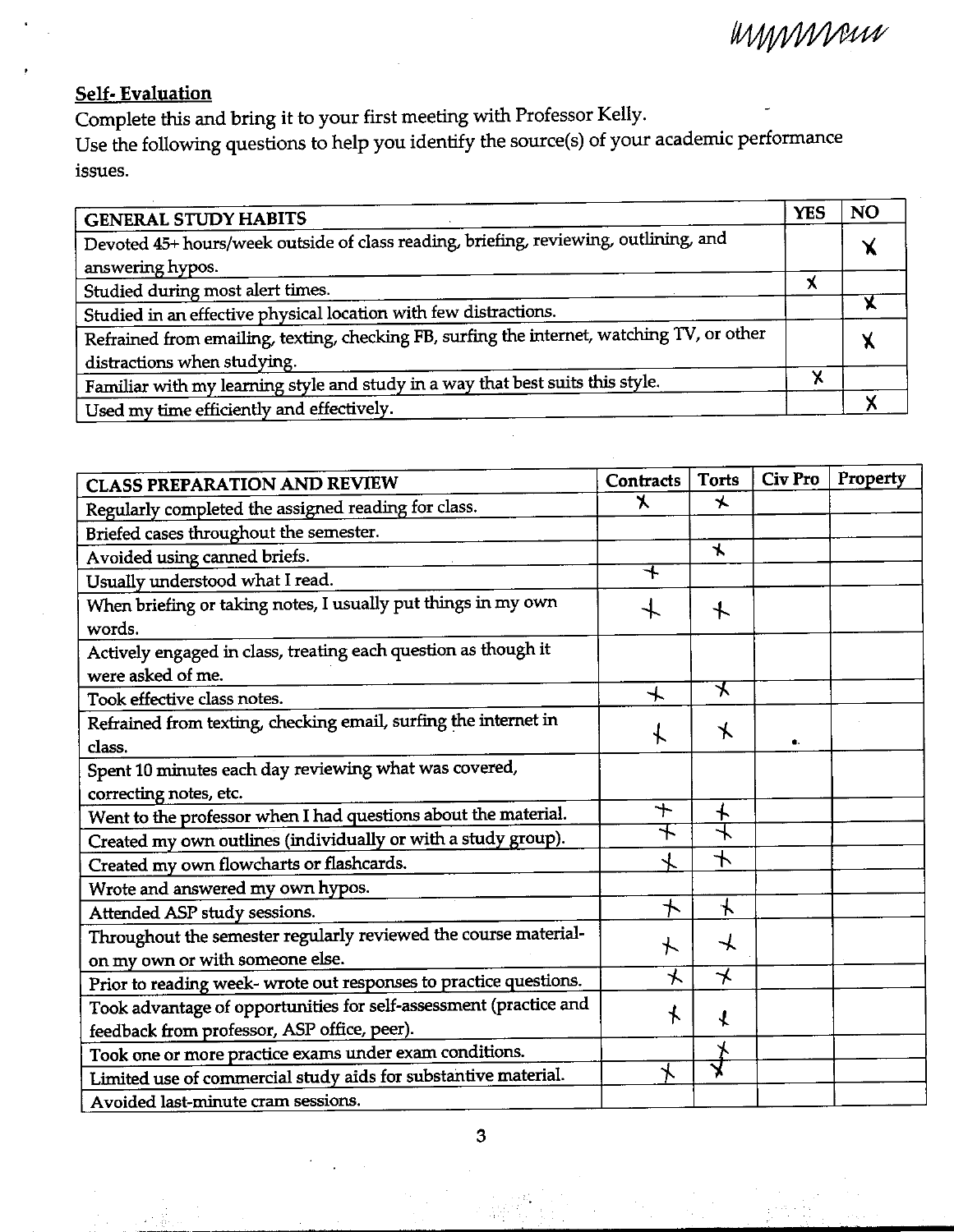## Self- Evaluation

Complete this and bring it to your first meeting with Professor Kelly.

Use the following questions to help you identify the source(s) of your academic performance issues.

| GENERAL STUDY HABITS | YES | NO |
|---|---|---|
| Devoted 45+ hours/week outside of class reading, briefing, reviewing, outlining, and answering hypos. | | X |
| Studied during most alert times. | X | |
| Studied in an effective physical location with few distractions. | | X |
| Refrained from emailing, texting, checking FB, surfing the internet, watching TV, or other distractions when studying. | | X |
| Familiar with my learning style and study in a way that best suits this style. | X | |
| Used my time efficiently and effectively. | | X |

| CLASS PREPARATION AND REVIEW | Contracts | Torts | Civ Pro | Property |
|---|---|---|---|---|
| Regularly completed the assigned reading for class. | X | X | | |
| Briefed cases throughout the semester. | | | | |
| Avoided using canned briefs. | | X | | |
| Usually understood what I read. | X | | | |
| When briefing or taking notes, I usually put things in my own words. | X | X | | |
| Actively engaged in class, treating each question as though it were asked of me. | | | | |
| Took effective class notes. | X | X | | |
| Refrained from texting, checking email, surfing the internet in class. | X | X | | |
| Spent 10 minutes each day reviewing what was covered, correcting notes, etc. | | | | |
| Went to the professor when I had questions about the material. | X | X | | |
| Created my own outlines (individually or with a study group). | X | X | | |
| Created my own flowcharts or flashcards. | X | X | | |
| Wrote and answered my own hypos. | | | | |
| Attended ASP study sessions. | X | X | | |
| Throughout the semester regularly reviewed the course material- on my own or with someone else. | X | X | | |
| Prior to reading week- wrote out responses to practice questions. | X | X | | |
| Took advantage of opportunities for self-assessment (practice and feedback from professor, ASP office, peer). | X | X | | |
| Took one or more practice exams under exam conditions. | | X | | |
| Limited use of commercial study aids for substantive material. | X | X | | |
| Avoided last-minute cram sessions. | | | | |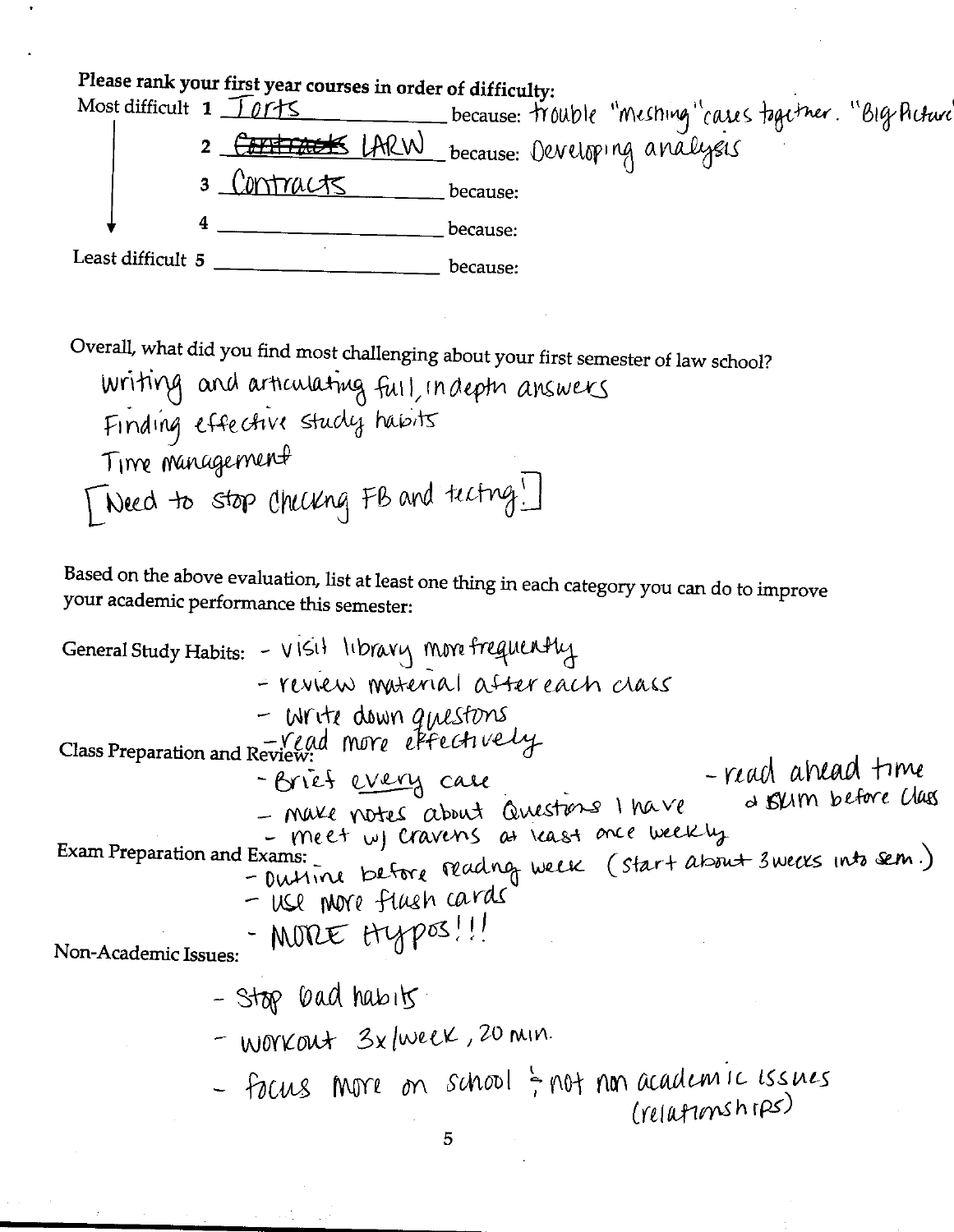**Please rank your first year courses in order of difficulty:**

Most difficult
1. Torts because: trouble "meshing" cases together. "Big Picture"
2. ~~Contracts~~ LARW because: Developing analysis
3. Contracts because:
4. ______ because:
5. ______ because:

Least difficult

Overall, what did you find most challenging about your first semester of law school?

Writing and articulating full, in depth answers
Finding effective study habits
Time management
[Need to stop checking FB and texting!]

Based on the above evaluation, list at least one thing in each category you can do to improve your academic performance this semester:

General Study Habits:
- visit library more frequently
- review material after each class
- Write down questions
- read more effectively

Class Preparation and Review:
- Brief every case
- make notes about Questions I have
- read ahead time & skim before class
- meet w/ Cravens at least once weekly

Exam Preparation and Exams:
- Outline before reading week (start about 3 weeks into sem.)
- use more flash cards
- MORE Hypos!!!

Non-Academic Issues:
- Stop bad habits
- workout 3x/week, 20 min.
- focus more on school & not non academic issues (relationships)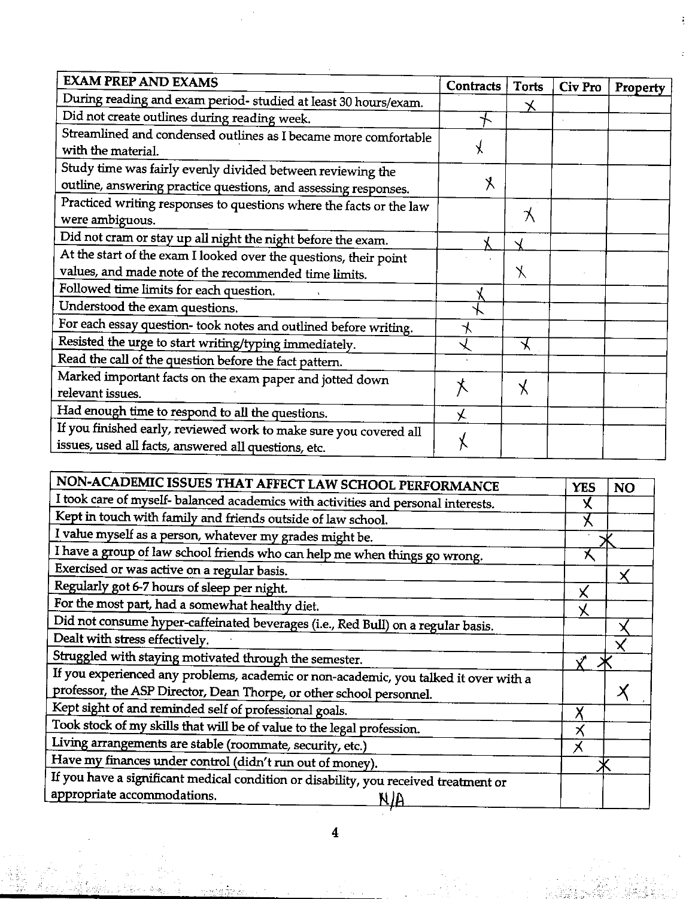| EXAM PREP AND EXAMS | Contracts | Torts | Civ Pro | Property |
|---|---|---|---|---|
| During reading and exam period- studied at least 30 hours/exam. | | X | | |
| Did not create outlines during reading week. | X | | | |
| Streamlined and condensed outlines as I became more comfortable with the material. | X | | | |
| Study time was fairly evenly divided between reviewing the outline, answering practice questions, and assessing responses. | X | | | |
| Practiced writing responses to questions where the facts or the law were ambiguous. | | X | | |
| Did not cram or stay up all night the night before the exam. | X | X | | |
| At the start of the exam I looked over the questions, their point values, and made note of the recommended time limits. | | X | | |
| Followed time limits for each question. | X | | | |
| Understood the exam questions. | X | | | |
| For each essay question- took notes and outlined before writing. | X | | | |
| Resisted the urge to start writing/typing immediately. | X | X | | |
| Read the call of the question before the fact pattern. | | | | |
| Marked important facts on the exam paper and jotted down relevant issues. | X | X | | |
| Had enough time to respond to all the questions. | X | | | |
| If you finished early, reviewed work to make sure you covered all issues, used all facts, answered all questions, etc. | X | | | |

| NON-ACADEMIC ISSUES THAT AFFECT LAW SCHOOL PERFORMANCE | YES | NO |
|---|---|---|
| I took care of myself- balanced academics with activities and personal interests. | X | |
| Kept in touch with family and friends outside of law school. | X | |
| I value myself as a person, whatever my grades might be. | X | X |
| I have a group of law school friends who can help me when things go wrong. | X | |
| Exercised or was active on a regular basis. | | X |
| Regularly got 6-7 hours of sleep per night. | X | |
| For the most part, had a somewhat healthy diet. | X | |
| Did not consume hyper-caffeinated beverages (i.e., Red Bull) on a regular basis. | | X |
| Dealt with stress effectively. | | X |
| Struggled with staying motivated through the semester. | X | X |
| If you experienced any problems, academic or non-academic, you talked it over with a professor, the ASP Director, Dean Thorpe, or other school personnel. | | X |
| Kept sight of and reminded self of professional goals. | X | |
| Took stock of my skills that will be of value to the legal profession. | X | |
| Living arrangements are stable (roommate, security, etc.) | X | |
| Have my finances under control (didn't run out of money). | X | X |
| If you have a significant medical condition or disability, you received treatment or appropriate accommodations. N/A | | |